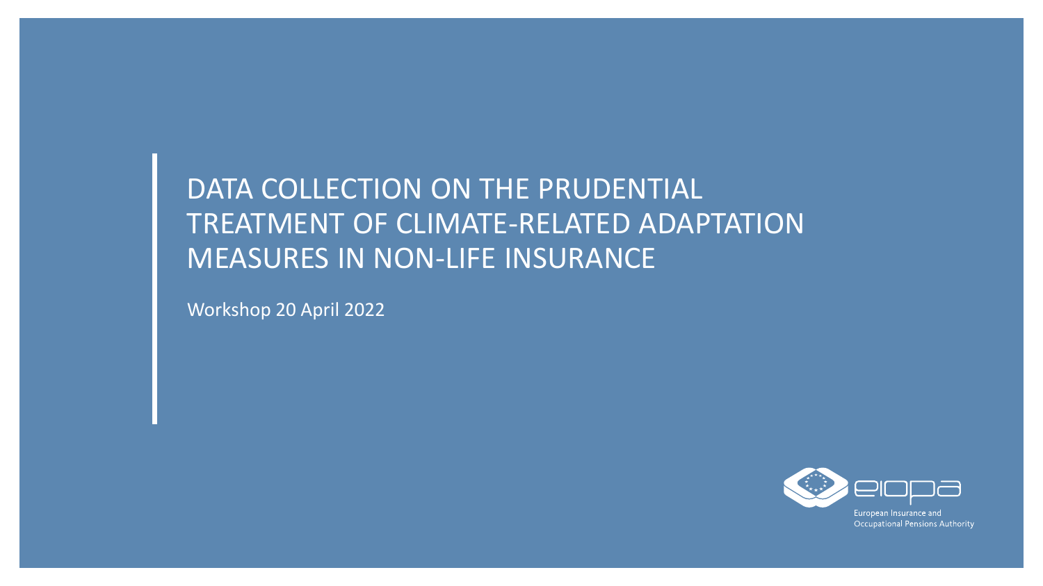# DATA COLLECTION ON THE PRUDENTIAL TREATMENT OF CLIMATE-RELATED ADAPTATION MEASURES IN NON-LIFE INSURANCE

Workshop 20 April 2022

European Insurance and Occupational Pensions Authority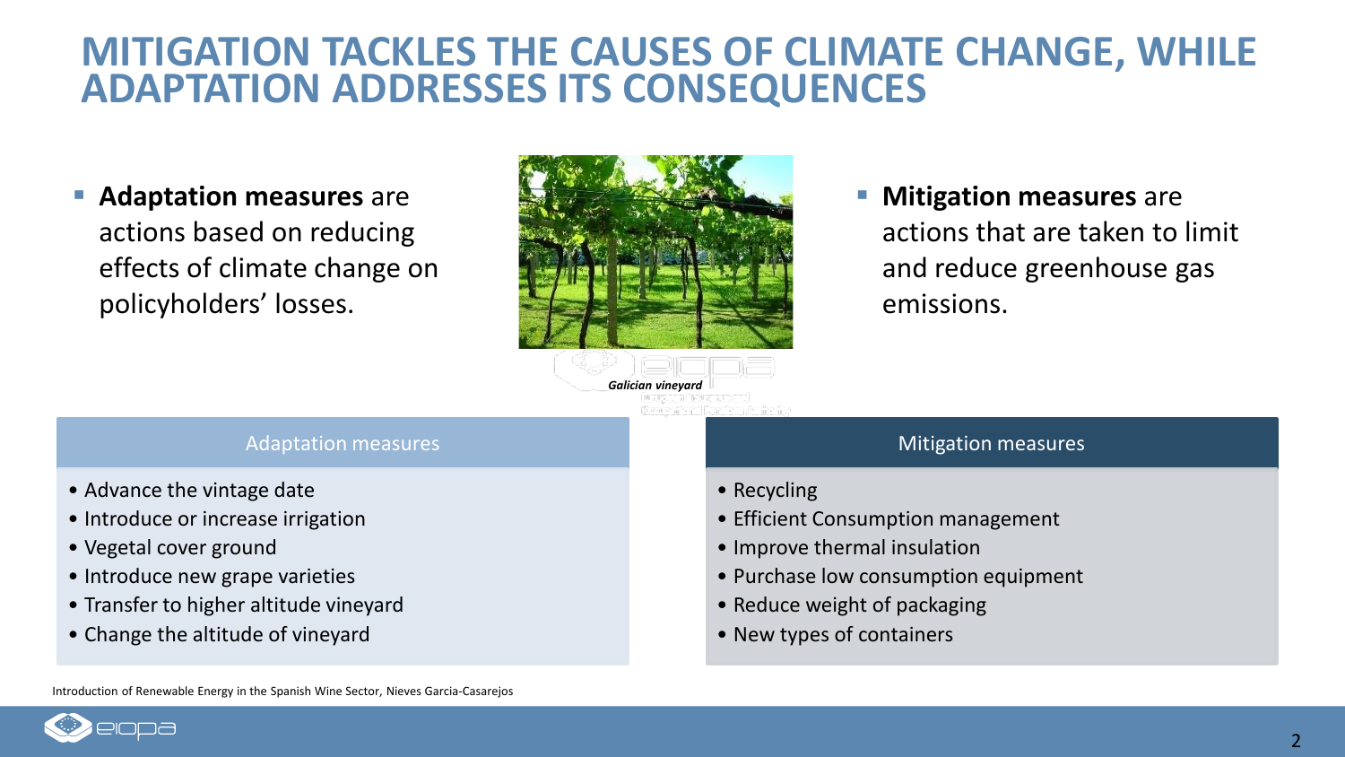# MITIGATION TACKLES THE CAUSES OF CLIMATE CHANGE, WHILE ADAPTATION ADDRESSES ITS CONSEQUENCES

- **Adaptation measures** are actions based on reducing effects of climate change on policyholders' losses.

*Galician vineyard*

- **Mitigation measures** are actions that are taken to limit and reduce greenhouse gas emissions.

| Adaptation measures | Mitigation measures |
|---|---|
| • Advance the vintage date | • Recycling |
| • Introduce or increase irrigation | • Efficient Consumption management |
| • Vegetal cover ground | • Improve thermal insulation |
| • Introduce new grape varieties | • Purchase low consumption equipment |
| • Transfer to higher altitude vineyard | • Reduce weight of packaging |
| • Change the altitude of vineyard | • New types of containers |

Introduction of Renewable Energy in the Spanish Wine Sector, Nieves Garcia-Casarejos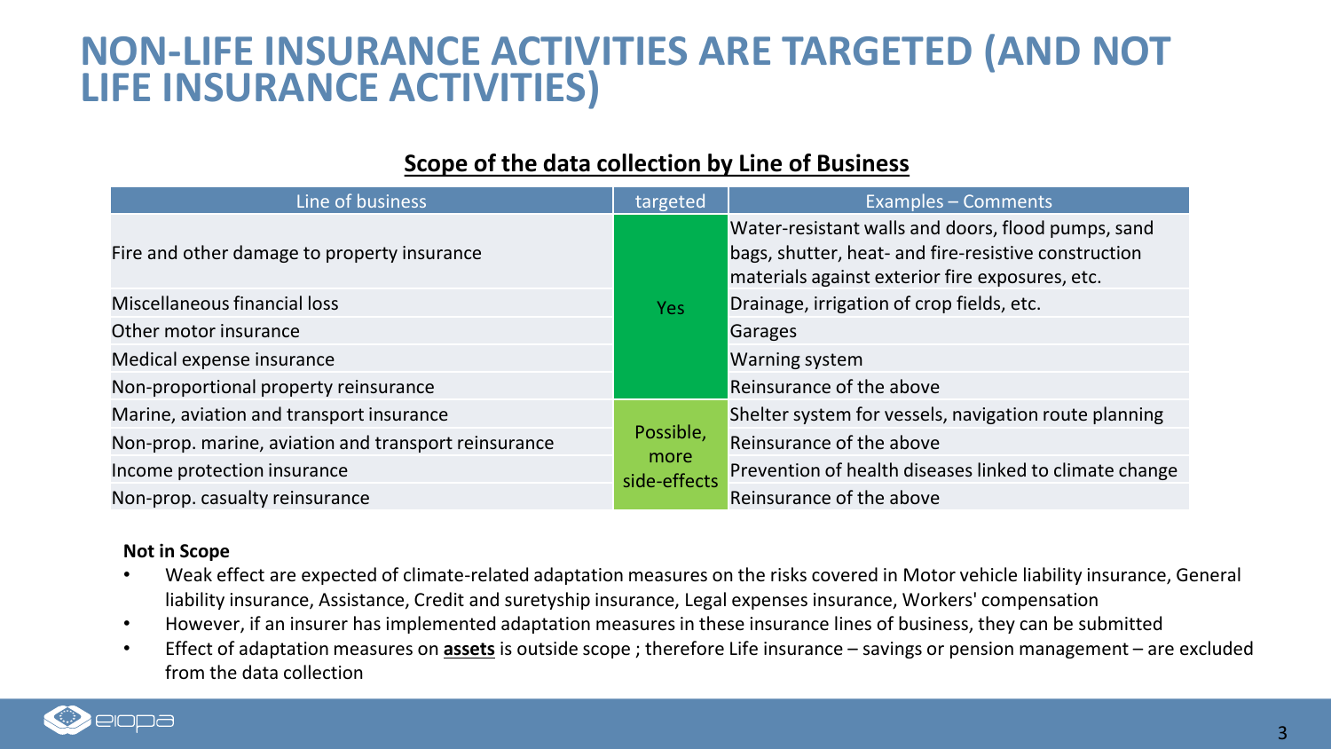# NON-LIFE INSURANCE ACTIVITIES ARE TARGETED (AND NOT LIFE INSURANCE ACTIVITIES)

## Scope of the data collection by Line of Business

| Line of business | targeted | Examples – Comments |
|---|---|---|
| Fire and other damage to property insurance | Yes | Water-resistant walls and doors, flood pumps, sand bags, shutter, heat- and fire-resistive construction materials against exterior fire exposures, etc. |
| Miscellaneous financial loss | | Drainage, irrigation of crop fields, etc. |
| Other motor insurance | | Garages |
| Medical expense insurance | | Warning system |
| Non-proportional property reinsurance | | Reinsurance of the above |
| Marine, aviation and transport insurance | Possible, more side-effects | Shelter system for vessels, navigation route planning |
| Non-prop. marine, aviation and transport reinsurance | | Reinsurance of the above |
| Income protection insurance | | Prevention of health diseases linked to climate change |
| Non-prop. casualty reinsurance | | Reinsurance of the above |

**Not in Scope**

- Weak effect are expected of climate-related adaptation measures on the risks covered in Motor vehicle liability insurance, General liability insurance, Assistance, Credit and suretyship insurance, Legal expenses insurance, Workers' compensation
- However, if an insurer has implemented adaptation measures in these insurance lines of business, they can be submitted
- Effect of adaptation measures on **assets** is outside scope ; therefore Life insurance – savings or pension management – are excluded from the data collection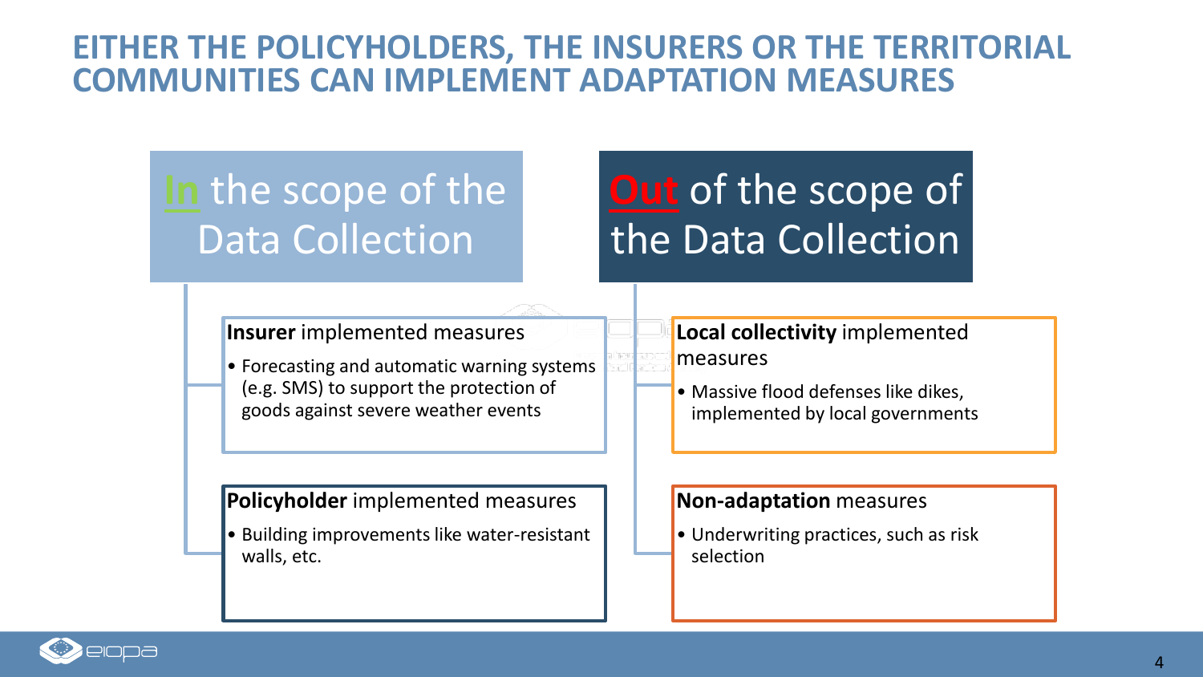# EITHER THE POLICYHOLDERS, THE INSURERS OR THE TERRITORIAL COMMUNITIES CAN IMPLEMENT ADAPTATION MEASURES

## In the scope of the Data Collection

**Insurer** implemented measures

- Forecasting and automatic warning systems (e.g. SMS) to support the protection of goods against severe weather events

**Policyholder** implemented measures

- Building improvements like water-resistant walls, etc.

## Out of the scope of the Data Collection

**Local collectivity** implemented measures

- Massive flood defenses like dikes, implemented by local governments

**Non-adaptation** measures

- Underwriting practices, such as risk selection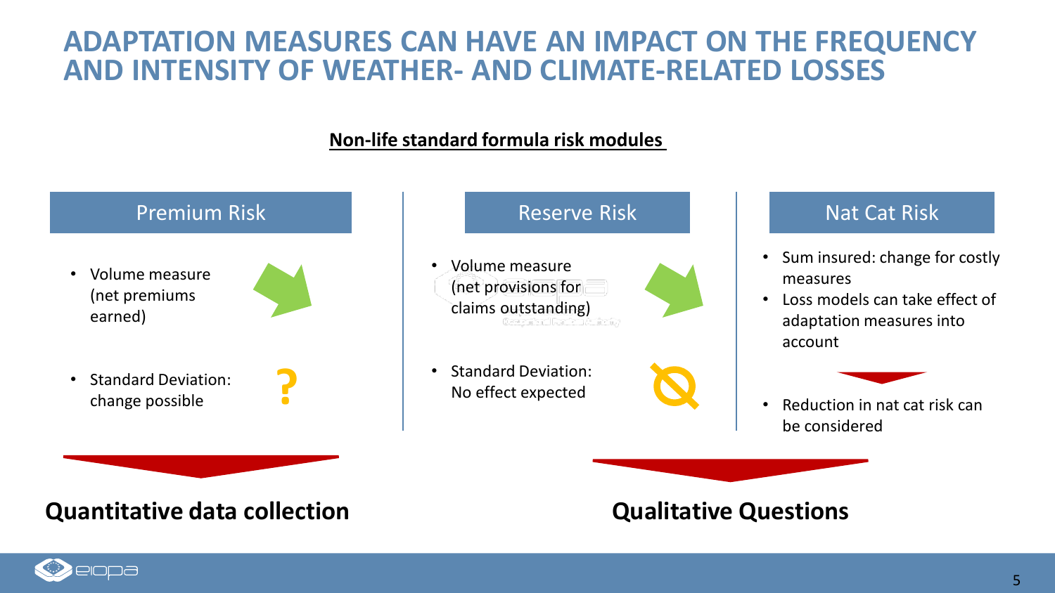# ADAPTATION MEASURES CAN HAVE AN IMPACT ON THE FREQUENCY AND INTENSITY OF WEATHER- AND CLIMATE-RELATED LOSSES

**Non-life standard formula risk modules**

## Premium Risk

- Volume measure (net premiums earned)
- Standard Deviation: change possible ?

## Reserve Risk

- Volume measure (net provisions for claims outstanding)
- Standard Deviation: No effect expected

## Nat Cat Risk

- Sum insured: change for costly measures
- Loss models can take effect of adaptation measures into account
- Reduction in nat cat risk can be considered

**Quantitative data collection**

**Qualitative Questions**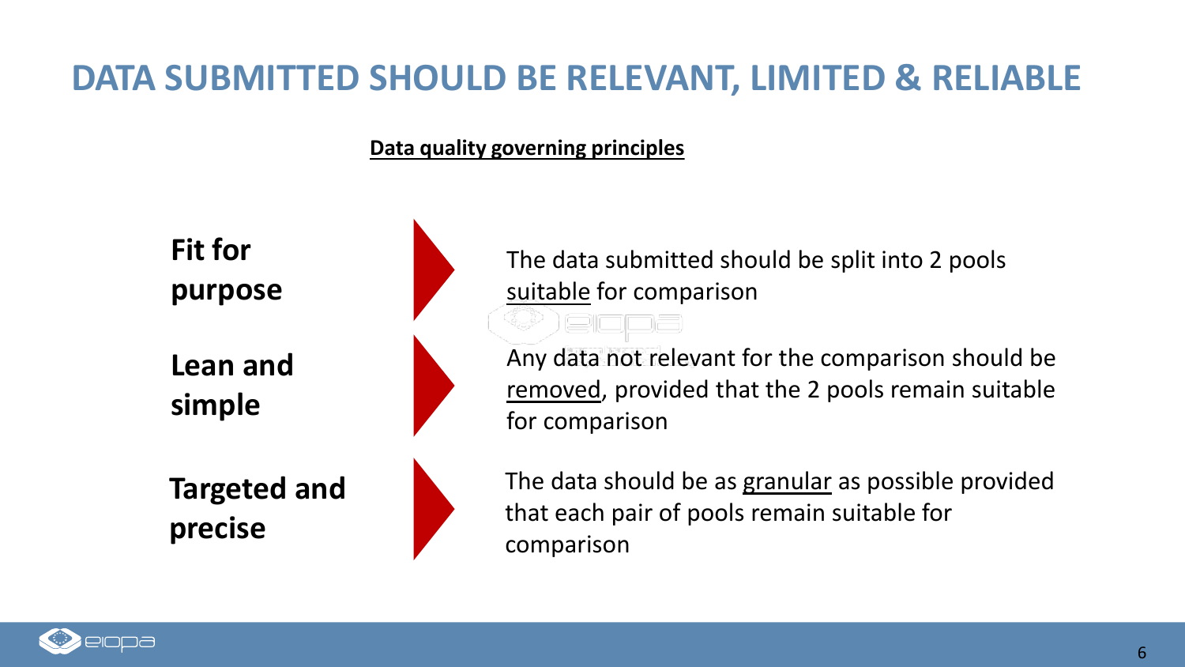# DATA SUBMITTED SHOULD BE RELEVANT, LIMITED & RELIABLE

**Data quality governing principles**

| | |
|---|---|
| **Fit for purpose** | The data submitted should be split into 2 pools suitable for comparison |
| **Lean and simple** | Any data not relevant for the comparison should be removed, provided that the 2 pools remain suitable for comparison |
| **Targeted and precise** | The data should be as granular as possible provided that each pair of pools remain suitable for comparison |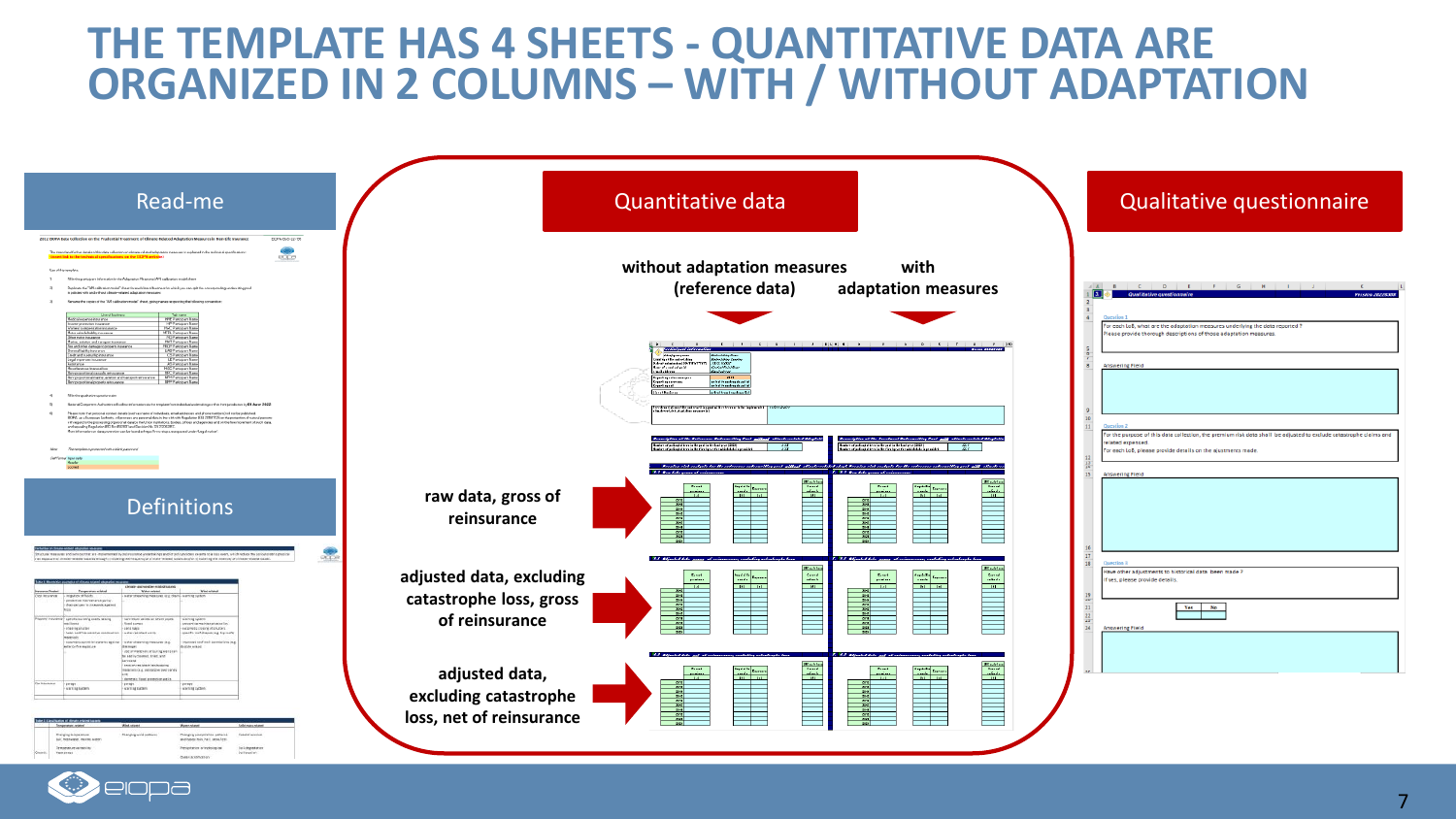# THE TEMPLATE HAS 4 SHEETS - QUANTITATIVE DATA ARE ORGANIZED IN 2 COLUMNS – WITH / WITHOUT ADAPTATION

Read-me

Definitions

Quantitative data

without adaptation measures (reference data)

with adaptation measures

raw data, gross of reinsurance

adjusted data, excluding catastrophe loss, gross of reinsurance

adjusted data, excluding catastrophe loss, net of reinsurance

Qualitative questionnaire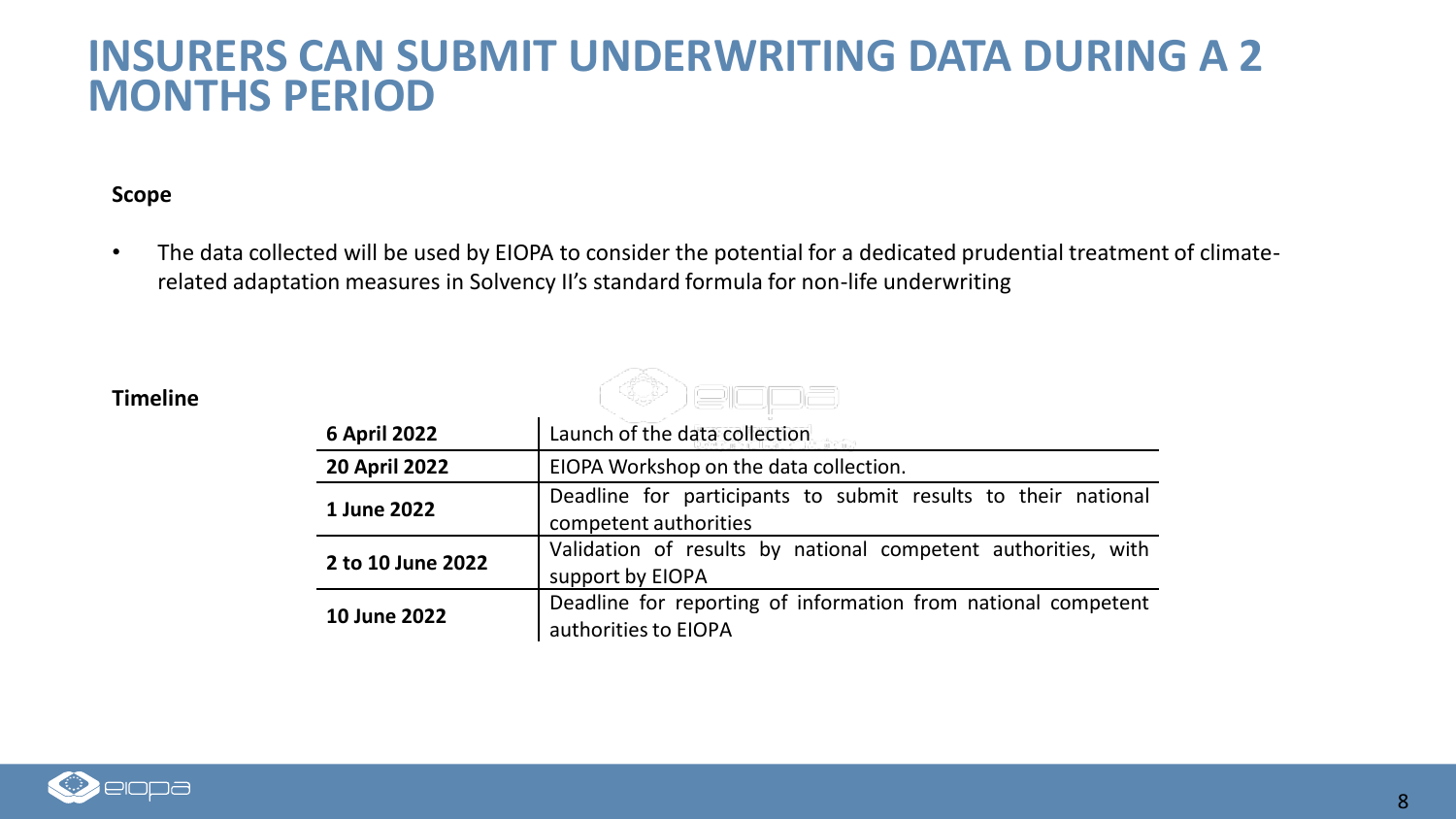# INSURERS CAN SUBMIT UNDERWRITING DATA DURING A 2 MONTHS PERIOD

**Scope**

- The data collected will be used by EIOPA to consider the potential for a dedicated prudential treatment of climate-related adaptation measures in Solvency II’s standard formula for non-life underwriting

**Timeline**

| Date | Event |
|---|---|
| **6 April 2022** | Launch of the data collection |
| **20 April 2022** | EIOPA Workshop on the data collection. |
| **1 June 2022** | Deadline for participants to submit results to their national competent authorities |
| **2 to 10 June 2022** | Validation of results by national competent authorities, with support by EIOPA |
| **10 June 2022** | Deadline for reporting of information from national competent authorities to EIOPA |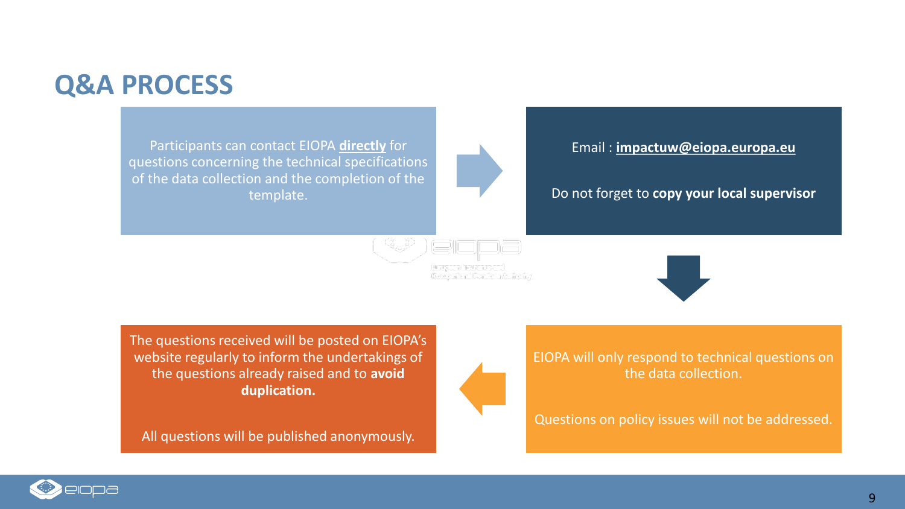# Q&A PROCESS

Participants can contact EIOPA **directly** for questions concerning the technical specifications of the data collection and the completion of the template.

Email : **impactuw@eiopa.europa.eu**

Do not forget to **copy your local supervisor**

EIOPA will only respond to technical questions on the data collection.

Questions on policy issues will not be addressed.

The questions received will be posted on EIOPA's website regularly to inform the undertakings of the questions already raised and to **avoid duplication.**

All questions will be published anonymously.